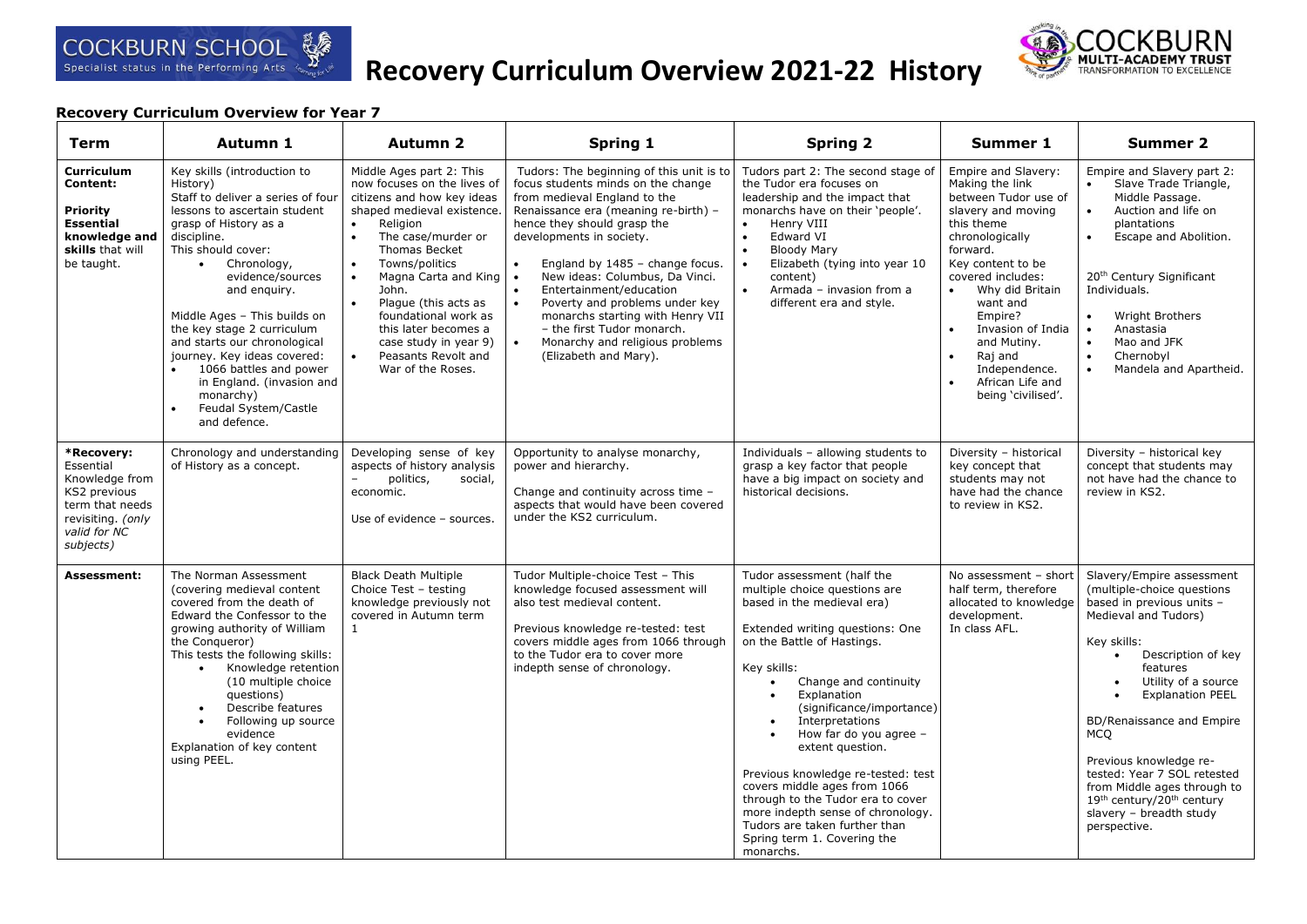# Recovery Curriculum Overview 2021-22 History

COCKBURN SCHOOL – Specialist status in the Performing Arts

COCKBURN MULTI-ACADEMY TRUST – TRANSFORMATION TO EXCELLENCE

## Recovery Curriculum Overview for Year 7

| Term | Autumn 1 | Autumn 2 | Spring 1 | Spring 2 | Summer 1 | Summer 2 |
|---|---|---|---|---|---|---|
| **Curriculum Content:**<br><br>**Priority Essential knowledge and skills** that will be taught. | Key skills (introduction to History)<br>Staff to deliver a series of four lessons to ascertain student grasp of History as a discipline.<br>This should cover:<br>• Chronology, evidence/sources and enquiry.<br><br>Middle Ages – This builds on the key stage 2 curriculum and starts our chronological journey. Key ideas covered:<br>• 1066 battles and power in England. (invasion and monarchy)<br>• Feudal System/Castle and defence. | Middle Ages part 2: This now focuses on the lives of citizens and how key ideas shaped medieval existence.<br>• Religion<br>• The case/murder or Thomas Becket<br>• Towns/politics<br>• Magna Carta and King John.<br>• Plague (this acts as foundational work as this later becomes a case study in year 9)<br>• Peasants Revolt and War of the Roses. | Tudors: The beginning of this unit is to focus students minds on the change from medieval England to the Renaissance era (meaning re-birth) – hence they should grasp the developments in society.<br><br>• England by 1485 – change focus.<br>• New ideas: Columbus, Da Vinci.<br>• Entertainment/education<br>• Poverty and problems under key monarchs starting with Henry VII – the first Tudor monarch.<br>• Monarchy and religious problems (Elizabeth and Mary). | Tudors part 2: The second stage of the Tudor era focuses on leadership and the impact that monarchs have on their 'people'.<br>• Henry VIII<br>• Edward VI<br>• Bloody Mary<br>• Elizabeth (tying into year 10 content)<br>• Armada – invasion from a different era and style. | Empire and Slavery: Making the link between Tudor use of slavery and moving this theme chronologically forward.<br>Key content to be covered includes:<br>• Why did Britain want and Empire?<br>• Invasion of India and Mutiny.<br>• Raj and Independence.<br>• African Life and being 'civilised'. | Empire and Slavery part 2:<br>• Slave Trade Triangle, Middle Passage.<br>• Auction and life on plantations<br>• Escape and Abolition.<br><br>20th Century Significant Individuals.<br><br>• Wright Brothers<br>• Anastasia<br>• Mao and JFK<br>• Chernobyl<br>• Mandela and Apartheid. |
| ***Recovery:** Essential Knowledge from KS2 previous term that needs revisiting. *(only valid for NC subjects)* | Chronology and understanding of History as a concept. | Developing sense of key aspects of history analysis – politics, social, economic.<br><br>Use of evidence – sources. | Opportunity to analyse monarchy, power and hierarchy.<br><br>Change and continuity across time – aspects that would have been covered under the KS2 curriculum. | Individuals – allowing students to grasp a key factor that people have a big impact on society and historical decisions. | Diversity – historical key concept that students may not have had the chance to review in KS2. | Diversity – historical key concept that students may not have had the chance to review in KS2. |
| **Assessment:** | The Norman Assessment (covering medieval content covered from the death of Edward the Confessor to the growing authority of William the Conqueror)<br>This tests the following skills:<br>• Knowledge retention (10 multiple choice questions)<br>• Describe features<br>• Following up source evidence<br>Explanation of key content using PEEL. | Black Death Multiple Choice Test – testing knowledge previously not covered in Autumn term 1 | Tudor Multiple-choice Test – This knowledge focused assessment will also test medieval content.<br><br>Previous knowledge re-tested: test covers middle ages from 1066 through to the Tudor era to cover more indepth sense of chronology. | Tudor assessment (half the multiple choice questions are based in the medieval era)<br><br>Extended writing questions: One on the Battle of Hastings.<br><br>Key skills:<br>• Change and continuity<br>• Explanation (significance/importance)<br>• Interpretations<br>• How far do you agree – extent question.<br><br>Previous knowledge re-tested: test covers middle ages from 1066 through to the Tudor era to cover more indepth sense of chronology. Tudors are taken further than Spring term 1. Covering the monarchs. | No assessment – short half term, therefore allocated to knowledge development.<br>In class AFL. | Slavery/Empire assessment (multiple-choice questions based in previous units – Medieval and Tudors)<br><br>Key skills:<br>• Description of key features<br>• Utility of a source<br>• Explanation PEEL<br><br>BD/Renaissance and Empire MCQ<br><br>Previous knowledge re-tested: Year 7 SOL retested from Middle ages through to 19th century/20th century slavery – breadth study perspective. |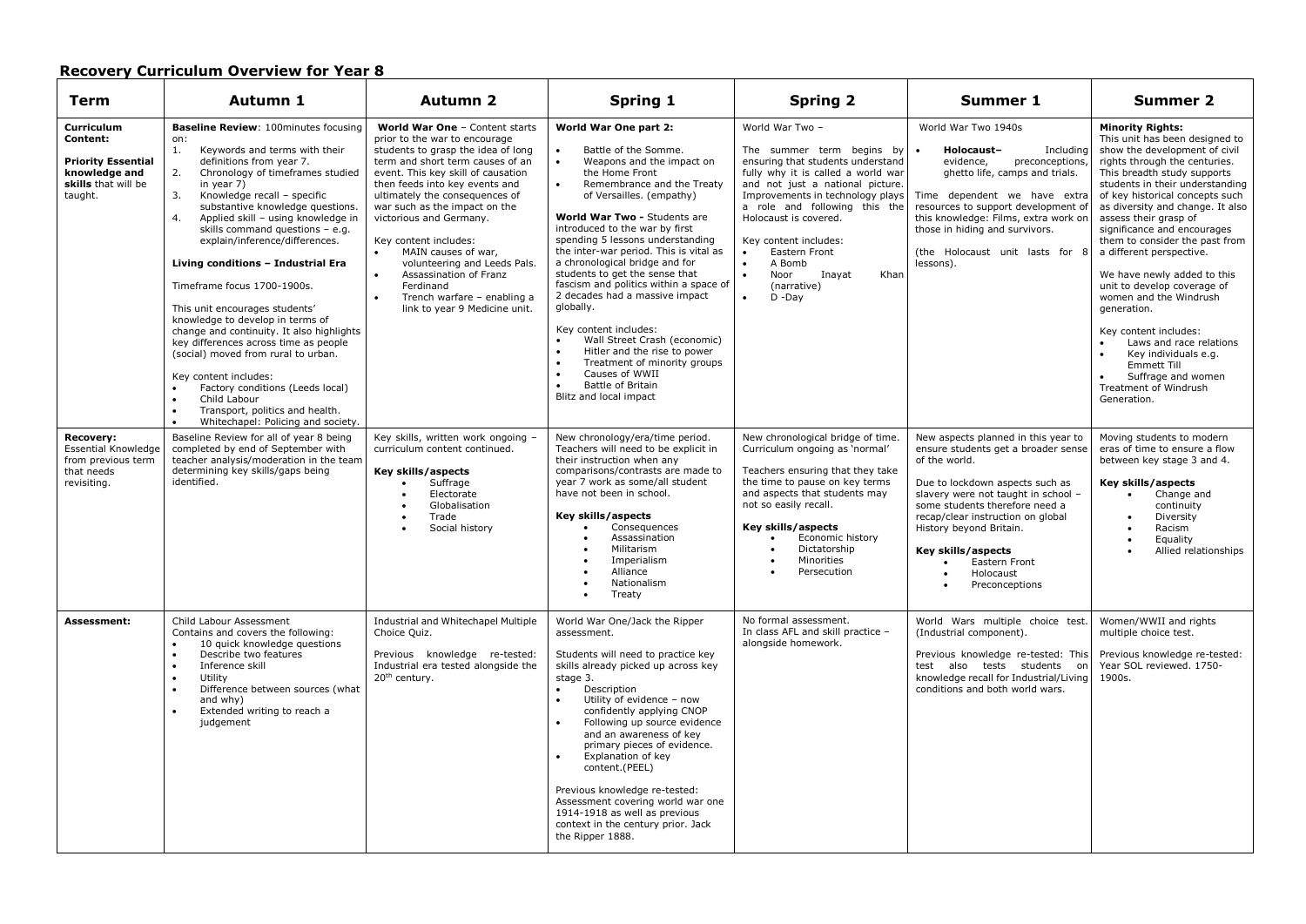## Recovery Curriculum Overview for Year 8

| Term | Autumn 1 | Autumn 2 | Spring 1 | Spring 2 | Summer 1 | Summer 2 |
|---|---|---|---|---|---|---|
| **Curriculum Content:**<br><br>**Priority Essential knowledge and skills** that will be taught. | **Baseline Review**: 100minutes focusing on:<br>1. Keywords and terms with their definitions from year 7.<br>2. Chronology of timeframes studied in year 7)<br>3. Knowledge recall – specific substantive knowledge questions.<br>4. Applied skill – using knowledge in skills command questions – e.g. explain/inference/differences.<br><br>**Living conditions – Industrial Era**<br><br>Timeframe focus 1700-1900s.<br><br>This unit encourages students' knowledge to develop in terms of change and continuity. It also highlights key differences across time as people (social) moved from rural to urban.<br><br>Key content includes:<br>• Factory conditions (Leeds local)<br>• Child Labour<br>• Transport, politics and health.<br>• Whitechapel: Policing and society. | **World War One** – Content starts prior to the war to encourage students to grasp the idea of long term and short term causes of an event. This key skill of causation then feeds into key events and ultimately the consequences of war such as the impact on the victorious and Germany.<br><br>Key content includes:<br>• MAIN causes of war, volunteering and Leeds Pals.<br>• Assassination of Franz Ferdinand<br>• Trench warfare – enabling a link to year 9 Medicine unit. | **World War One part 2:**<br>• Battle of the Somme.<br>• Weapons and the impact on the Home Front<br>• Remembrance and the Treaty of Versailles. (empathy)<br><br>**World War Two -** Students are introduced to the war by first spending 5 lessons understanding the inter-war period. This is vital as a chronological bridge and for students to get the sense that fascism and politics within a space of 2 decades had a massive impact globally.<br><br>Key content includes:<br>• Wall Street Crash (economic)<br>• Hitler and the rise to power<br>• Treatment of minority groups<br>• Causes of WWII<br>• Battle of Britain<br>Blitz and local impact | World War Two –<br><br>The summer term begins by ensuring that students understand fully why it is called a world war and not just a national picture. Improvements in technology plays a role and following this the Holocaust is covered.<br><br>Key content includes:<br>• Eastern Front<br>• A Bomb<br>• Noor Inayat Khan (narrative)<br>• D -Day | World War Two 1940s<br><br>• **Holocaust–** Including evidence, preconceptions, ghetto life, camps and trials.<br><br>Time dependent we have extra resources to support development of this knowledge: Films, extra work on those in hiding and survivors.<br><br>(the Holocaust unit lasts for 8 lessons). | **Minority Rights:**<br>This unit has been designed to show the development of civil rights through the centuries. This breadth study supports students in their understanding of key historical concepts such as diversity and change. It also assess their grasp of significance and encourages them to consider the past from a different perspective.<br><br>We have newly added to this unit to develop coverage of women and the Windrush generation.<br><br>Key content includes:<br>• Laws and race relations<br>• Key individuals e.g. Emmett Till<br>• Suffrage and women<br>Treatment of Windrush Generation. |
| **Recovery:**<br>Essential Knowledge from previous term that needs revisiting. | Baseline Review for all of year 8 being completed by end of September with teacher analysis/moderation in the team determining key skills/gaps being identified. | Key skills, written work ongoing – curriculum content continued.<br><br>**Key skills/aspects**<br>• Suffrage<br>• Electorate<br>• Globalisation<br>• Trade<br>• Social history | New chronology/era/time period. Teachers will need to be explicit in their instruction when any comparisons/contrasts are made to year 7 work as some/all student have not been in school.<br><br>**Key skills/aspects**<br>• Consequences<br>• Assassination<br>• Militarism<br>• Imperialism<br>• Alliance<br>• Nationalism<br>• Treaty | New chronological bridge of time. Curriculum ongoing as 'normal'<br><br>Teachers ensuring that they take the time to pause on key terms and aspects that students may not so easily recall.<br><br>**Key skills/aspects**<br>• Economic history<br>• Dictatorship<br>• Minorities<br>• Persecution | New aspects planned in this year to ensure students get a broader sense of the world.<br><br>Due to lockdown aspects such as slavery were not taught in school – some students therefore need a recap/clear instruction on global History beyond Britain.<br><br>**Key skills/aspects**<br>• Eastern Front<br>• Holocaust<br>• Preconceptions | Moving students to modern eras of time to ensure a flow between key stage 3 and 4.<br><br>**Key skills/aspects**<br>• Change and continuity<br>• Diversity<br>• Racism<br>• Equality<br>• Allied relationships |
| **Assessment:** | Child Labour Assessment<br>Contains and covers the following:<br>• 10 quick knowledge questions<br>• Describe two features<br>• Inference skill<br>• Utility<br>• Difference between sources (what and why)<br>• Extended writing to reach a judgement | Industrial and Whitechapel Multiple Choice Quiz.<br><br>Previous knowledge re-tested: Industrial era tested alongside the 20th century. | World War One/Jack the Ripper assessment.<br><br>Students will need to practice key skills already picked up across key stage 3.<br>• Description<br>• Utility of evidence – now confidently applying CNOP<br>• Following up source evidence and an awareness of key primary pieces of evidence.<br>• Explanation of key content.(PEEL)<br><br>Previous knowledge re-tested: Assessment covering world war one 1914-1918 as well as previous context in the century prior. Jack the Ripper 1888. | No formal assessment.<br>In class AFL and skill practice – alongside homework. | World Wars multiple choice test. (Industrial component).<br><br>Previous knowledge re-tested: This test also tests students on knowledge recall for Industrial/Living conditions and both world wars. | Women/WWII and rights multiple choice test.<br><br>Previous knowledge re-tested: Year SOL reviewed. 1750-1900s. |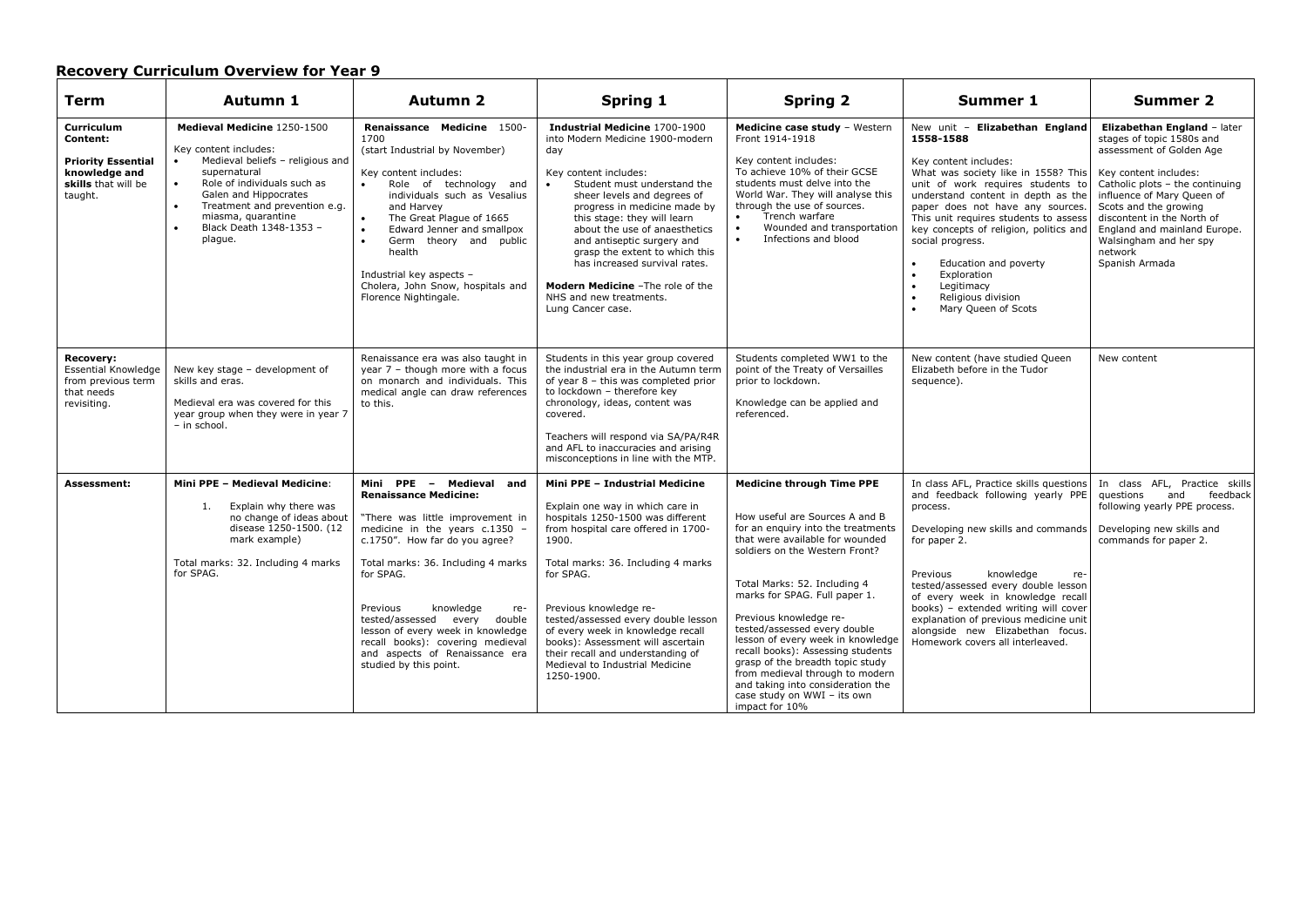## Recovery Curriculum Overview for Year 9

| Term | Autumn 1 | Autumn 2 | Spring 1 | Spring 2 | Summer 1 | Summer 2 |
|---|---|---|---|---|---|---|
| **Curriculum Content:**<br><br>**Priority Essential knowledge and skills** that will be taught. | **Medieval Medicine** 1250-1500<br><br>Key content includes:<br>• Medieval beliefs – religious and supernatural<br>• Role of individuals such as Galen and Hippocrates<br>• Treatment and prevention e.g. miasma, quarantine<br>• Black Death 1348-1353 – plague. | **Renaissance Medicine** 1500-1700<br>(start Industrial by November)<br><br>Key content includes:<br>• Role of technology and individuals such as Vesalius and Harvey<br>• The Great Plague of 1665<br>• Edward Jenner and smallpox<br>• Germ theory and public health<br><br>Industrial key aspects – Cholera, John Snow, hospitals and Florence Nightingale. | **Industrial Medicine** 1700-1900 into Modern Medicine 1900-modern day<br><br>Key content includes:<br>• Student must understand the sheer levels and degrees of progress in medicine made by this stage: they will learn about the use of anaesthetics and antiseptic surgery and grasp the extent to which this has increased survival rates.<br><br>**Modern Medicine** –The role of the NHS and new treatments.<br>Lung Cancer case. | **Medicine case study** – Western Front 1914-1918<br><br>Key content includes:<br>To achieve 10% of their GCSE students must delve into the World War. They will analyse this through the use of sources.<br>• Trench warfare<br>• Wounded and transportation<br>• Infections and blood | New unit – **Elizabethan England 1558-1588**<br><br>Key content includes:<br>What was society like in 1558? This unit of work requires students to understand content in depth as the paper does not have any sources. This unit requires students to assess key concepts of religion, politics and social progress.<br><br>• Education and poverty<br>• Exploration<br>• Legitimacy<br>• Religious division<br>• Mary Queen of Scots | **Elizabethan England** – later stages of topic 1580s and assessment of Golden Age<br><br>Key content includes:<br>Catholic plots – the continuing influence of Mary Queen of Scots and the growing discontent in the North of England and mainland Europe. Walsingham and her spy network<br>Spanish Armada |
| **Recovery:**<br>Essential Knowledge from previous term that needs revisiting. | New key stage – development of skills and eras.<br><br>Medieval era was covered for this year group when they were in year 7 – in school. | Renaissance era was also taught in year 7 – though more with a focus on monarch and individuals. This medical angle can draw references to this. | Students in this year group covered the industrial era in the Autumn term of year 8 – this was completed prior to lockdown – therefore key chronology, ideas, content was covered.<br><br>Teachers will respond via SA/PA/R4R and AFL to inaccuracies and arising misconceptions in line with the MTP. | Students completed WW1 to the point of the Treaty of Versailles prior to lockdown.<br><br>Knowledge can be applied and referenced. | New content (have studied Queen Elizabeth before in the Tudor sequence). | New content |
| **Assessment:** | **Mini PPE – Medieval Medicine**:<br><br>1. Explain why there was no change of ideas about disease 1250-1500. (12 mark example)<br><br>Total marks: 32. Including 4 marks for SPAG. | **Mini PPE – Medieval and Renaissance Medicine:**<br><br>"There was little improvement in medicine in the years c.1350 – c.1750". How far do you agree?<br><br>Total marks: 36. Including 4 marks for SPAG.<br><br>Previous knowledge re-tested/assessed every double lesson of every week in knowledge recall books): covering medieval and aspects of Renaissance era studied by this point. | **Mini PPE – Industrial Medicine**<br><br>Explain one way in which care in hospitals 1250-1500 was different from hospital care offered in 1700-1900.<br><br>Total marks: 36. Including 4 marks for SPAG.<br><br>Previous knowledge re-tested/assessed every double lesson of every week in knowledge recall books): Assessment will ascertain their recall and understanding of Medieval to Industrial Medicine 1250-1900. | **Medicine through Time PPE**<br><br>How useful are Sources A and B for an enquiry into the treatments that were available for wounded soldiers on the Western Front?<br><br>Total Marks: 52. Including 4 marks for SPAG. Full paper 1.<br><br>Previous knowledge re-tested/assessed every double lesson of every week in knowledge recall books): Assessing students grasp of the breadth topic study from medieval through to modern and taking into consideration the case study on WWI – its own impact for 10% | In class AFL, Practice skills questions and feedback following yearly PPE process.<br><br>Developing new skills and commands for paper 2.<br><br>Previous knowledge re-tested/assessed every double lesson of every week in knowledge recall books) – extended writing will cover explanation of previous medicine unit alongside new Elizabethan focus. Homework covers all interleaved. | In class AFL, Practice skills questions and feedback following yearly PPE process.<br><br>Developing new skills and commands for paper 2. |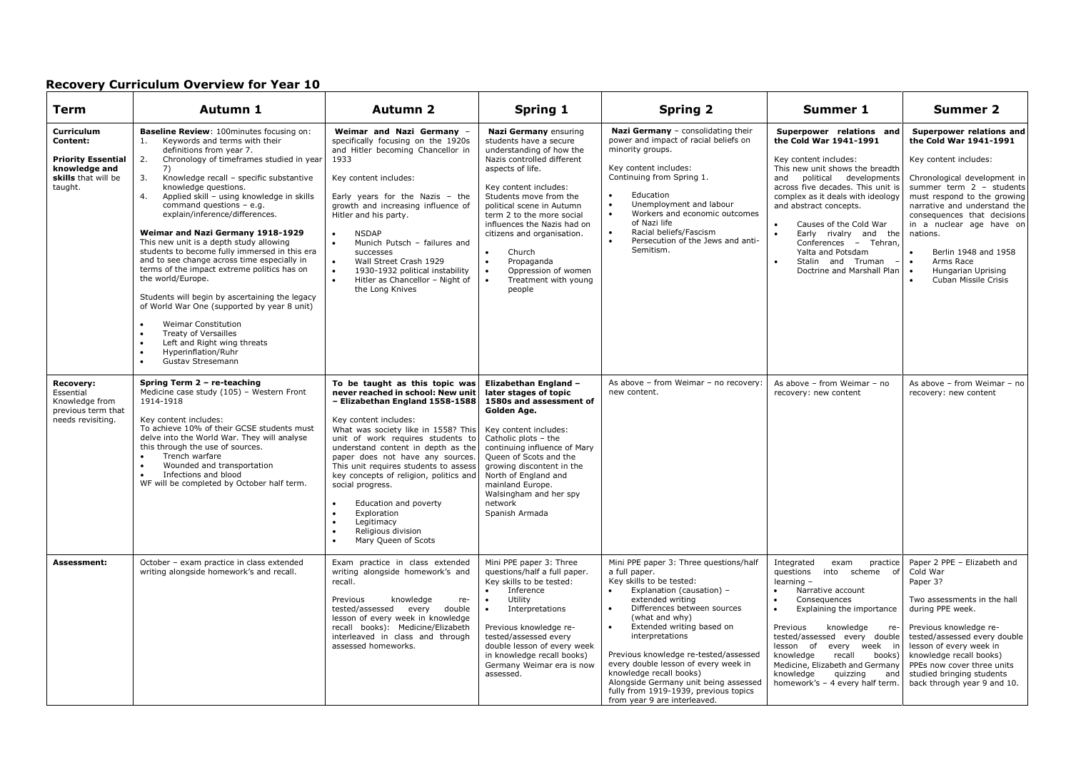## Recovery Curriculum Overview for Year 10

| Term | Autumn 1 | Autumn 2 | Spring 1 | Spring 2 | Summer 1 | Summer 2 |
|---|---|---|---|---|---|---|
| **Curriculum Content:**<br><br>**Priority Essential knowledge and skills** that will be taught. | **Baseline Review**: 100minutes focusing on:<br>1. Keywords and terms with their definitions from year 7.<br>2. Chronology of timeframes studied in year 7)<br>3. Knowledge recall – specific substantive knowledge questions.<br>4. Applied skill – using knowledge in skills command questions – e.g. explain/inference/differences.<br><br>**Weimar and Nazi Germany 1918-1929**<br>This new unit is a depth study allowing students to become fully immersed in this era and to see change across time especially in terms of the impact extreme politics has on the world/Europe.<br><br>Students will begin by ascertaining the legacy of World War One (supported by year 8 unit)<br><br>• Weimar Constitution<br>• Treaty of Versailles<br>• Left and Right wing threats<br>• Hyperinflation/Ruhr<br>• Gustav Stresemann | **Weimar and Nazi Germany** – specifically focusing on the 1920s and Hitler becoming Chancellor in 1933<br><br>Key content includes:<br><br>Early years for the Nazis – the growth and increasing influence of Hitler and his party.<br><br>• NSDAP<br>• Munich Putsch – failures and successes<br>• Wall Street Crash 1929<br>• 1930-1932 political instability<br>• Hitler as Chancellor – Night of the Long Knives | **Nazi Germany** ensuring students have a secure understanding of how the Nazis controlled different aspects of life.<br><br>Key content includes:<br>Students move from the political scene in Autumn term 2 to the more social influences the Nazis had on citizens and organisation.<br><br>• Church<br>• Propaganda<br>• Oppression of women<br>• Treatment with young people | **Nazi Germany** – consolidating their power and impact of racial beliefs on minority groups.<br><br>Key content includes:<br>Continuing from Spring 1.<br><br>• Education<br>• Unemployment and labour<br>• Workers and economic outcomes of Nazi life<br>• Racial beliefs/Fascism<br>• Persecution of the Jews and anti-Semitism. | **Superpower relations and the Cold War 1941-1991**<br><br>Key content includes:<br>This new unit shows the breadth and political developments across five decades. This unit is complex as it deals with ideology and abstract concepts.<br><br>• Causes of the Cold War<br>• Early rivalry and the Conferences – Tehran, Yalta and Potsdam<br>• Stalin and Truman – Doctrine and Marshall Plan | **Superpower relations and the Cold War 1941-1991**<br><br>Key content includes:<br><br>Chronological development in summer term 2 – students must respond to the growing narrative and understand the consequences that decisions in a nuclear age have on nations.<br><br>• Berlin 1948 and 1958<br>• Arms Race<br>• Hungarian Uprising<br>• Cuban Missile Crisis |
| **Recovery:** Essential Knowledge from previous term that needs revisiting. | **Spring Term 2 – re-teaching**<br>Medicine case study (105) – Western Front 1914-1918<br><br>Key content includes:<br>To achieve 10% of their GCSE students must delve into the World War. They will analyse this through the use of sources.<br>• Trench warfare<br>• Wounded and transportation<br>• Infections and blood<br>WF will be completed by October half term. | **To be taught as this topic was never reached in school: New unit – Elizabethan England 1558-1588**<br><br>Key content includes:<br>What was society like in 1558? This unit of work requires students to understand content in depth as the paper does not have any sources. This unit requires students to assess key concepts of religion, politics and social progress.<br><br>• Education and poverty<br>• Exploration<br>• Legitimacy<br>• Religious division<br>• Mary Queen of Scots | **Elizabethan England – later stages of topic 1580s and assessment of Golden Age.**<br><br>Key content includes:<br>Catholic plots – the continuing influence of Mary Queen of Scots and the growing discontent in the North of England and mainland Europe.<br>Walsingham and her spy network<br>Spanish Armada | As above – from Weimar – no recovery: new content. | As above – from Weimar – no recovery: new content | As above – from Weimar – no recovery: new content |
| **Assessment:** | October – exam practice in class extended writing alongside homework's and recall. | Exam practice in class extended writing alongside homework's and recall.<br><br>Previous knowledge re-tested/assessed every double lesson of every week in knowledge recall books): Medicine/Elizabeth interleaved in class and through assessed homeworks. | Mini PPE paper 3: Three questions/half a full paper.<br>Key skills to be tested:<br>• Inference<br>• Utility<br>• Interpretations<br><br>Previous knowledge re-tested/assessed every double lesson of every week in knowledge recall books) Germany Weimar era is now assessed. | Mini PPE paper 3: Three questions/half a full paper.<br>Key skills to be tested:<br>• Explanation (causation) – extended writing<br>• Differences between sources (what and why)<br>• Extended writing based on interpretations<br><br>Previous knowledge re-tested/assessed every double lesson of every week in knowledge recall books)<br>Alongside Germany unit being assessed fully from 1919-1939, previous topics from year 9 are interleaved. | Integrated exam practice questions into scheme of learning –<br>• Narrative account<br>• Consequences<br>• Explaining the importance<br><br>Previous knowledge re-tested/assessed every double lesson of every week in knowledge recall books) Medicine, Elizabeth and Germany knowledge quizzing and homework's – 4 every half term. | Paper 2 PPE – Elizabeth and Cold War<br>Paper 3?<br><br>Two assessments in the hall during PPE week.<br><br>Previous knowledge re-tested/assessed every double lesson of every week in knowledge recall books)<br>PPEs now cover three units studied bringing students back through year 9 and 10. |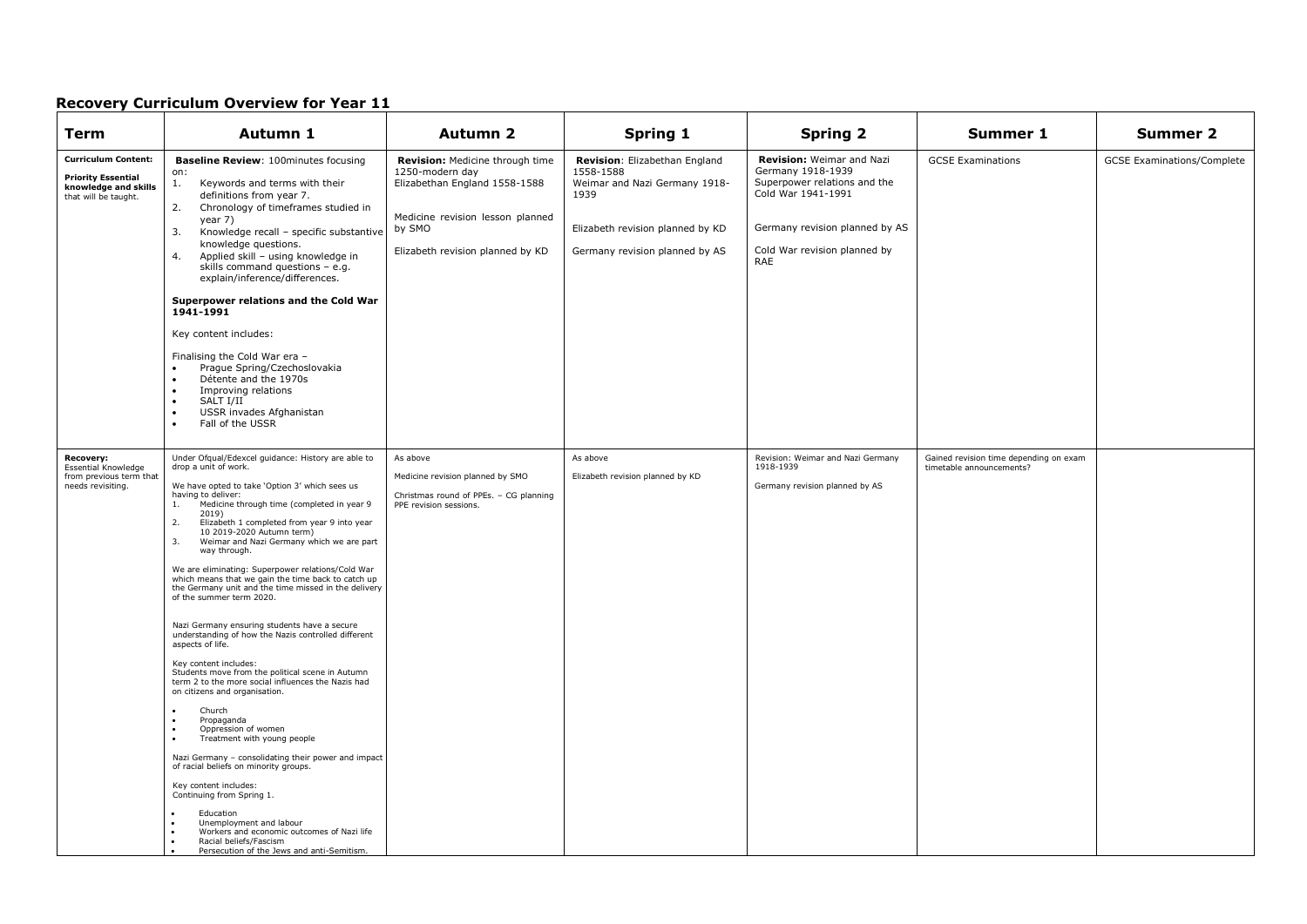## Recovery Curriculum Overview for Year 11

| Term | Autumn 1 | Autumn 2 | Spring 1 | Spring 2 | Summer 1 | Summer 2 |
|---|---|---|---|---|---|---|
| **Curriculum Content:** **Priority Essential knowledge and skills** that will be taught. | **Baseline Review**: 100minutes focusing on:<br>1. Keywords and terms with their definitions from year 7.<br>2. Chronology of timeframes studied in year 7)<br>3. Knowledge recall – specific substantive knowledge questions.<br>4. Applied skill – using knowledge in skills command questions – e.g. explain/inference/differences.<br><br>**Superpower relations and the Cold War 1941-1991**<br><br>Key content includes:<br><br>Finalising the Cold War era –<br>• Prague Spring/Czechoslovakia<br>• Détente and the 1970s<br>• Improving relations<br>• SALT I/II<br>• USSR invades Afghanistan<br>• Fall of the USSR | **Revision:** Medicine through time 1250-modern day<br>Elizabethan England 1558-1588<br><br>Medicine revision lesson planned by SMO<br><br>Elizabeth revision planned by KD | **Revision**: Elizabethan England 1558-1588<br>Weimar and Nazi Germany 1918-1939<br><br>Elizabeth revision planned by KD<br><br>Germany revision planned by AS | **Revision:** Weimar and Nazi Germany 1918-1939<br>Superpower relations and the Cold War 1941-1991<br><br>Germany revision planned by AS<br><br>Cold War revision planned by RAE | GCSE Examinations | GCSE Examinations/Complete |
| **Recovery:** Essential Knowledge from previous term that needs revisiting. | Under Ofqual/Edexcel guidance: History are able to drop a unit of work.<br><br>We have opted to take 'Option 3' which sees us having to deliver:<br>1. Medicine through time (completed in year 9 2019)<br>2. Elizabeth 1 completed from year 9 into year 10 2019-2020 Autumn term)<br>3. Weimar and Nazi Germany which we are part way through.<br><br>We are eliminating: Superpower relations/Cold War which means that we gain the time back to catch up the Germany unit and the time missed in the delivery of the summer term 2020.<br><br>Nazi Germany ensuring students have a secure understanding of how the Nazis controlled different aspects of life.<br><br>Key content includes:<br>Students move from the political scene in Autumn term 2 to the more social influences the Nazis had on citizens and organisation.<br><br>• Church<br>• Propaganda<br>• Oppression of women<br>• Treatment with young people<br><br>Nazi Germany – consolidating their power and impact of racial beliefs on minority groups.<br><br>Key content includes:<br>Continuing from Spring 1.<br><br>• Education<br>• Unemployment and labour<br>• Workers and economic outcomes of Nazi life<br>• Racial beliefs/Fascism<br>• Persecution of the Jews and anti-Semitism. | As above<br><br>Medicine revision planned by SMO<br><br>Christmas round of PPEs. – CG planning PPE revision sessions. | As above<br><br>Elizabeth revision planned by KD | Revision: Weimar and Nazi Germany 1918-1939<br><br>Germany revision planned by AS | Gained revision time depending on exam timetable announcements? | |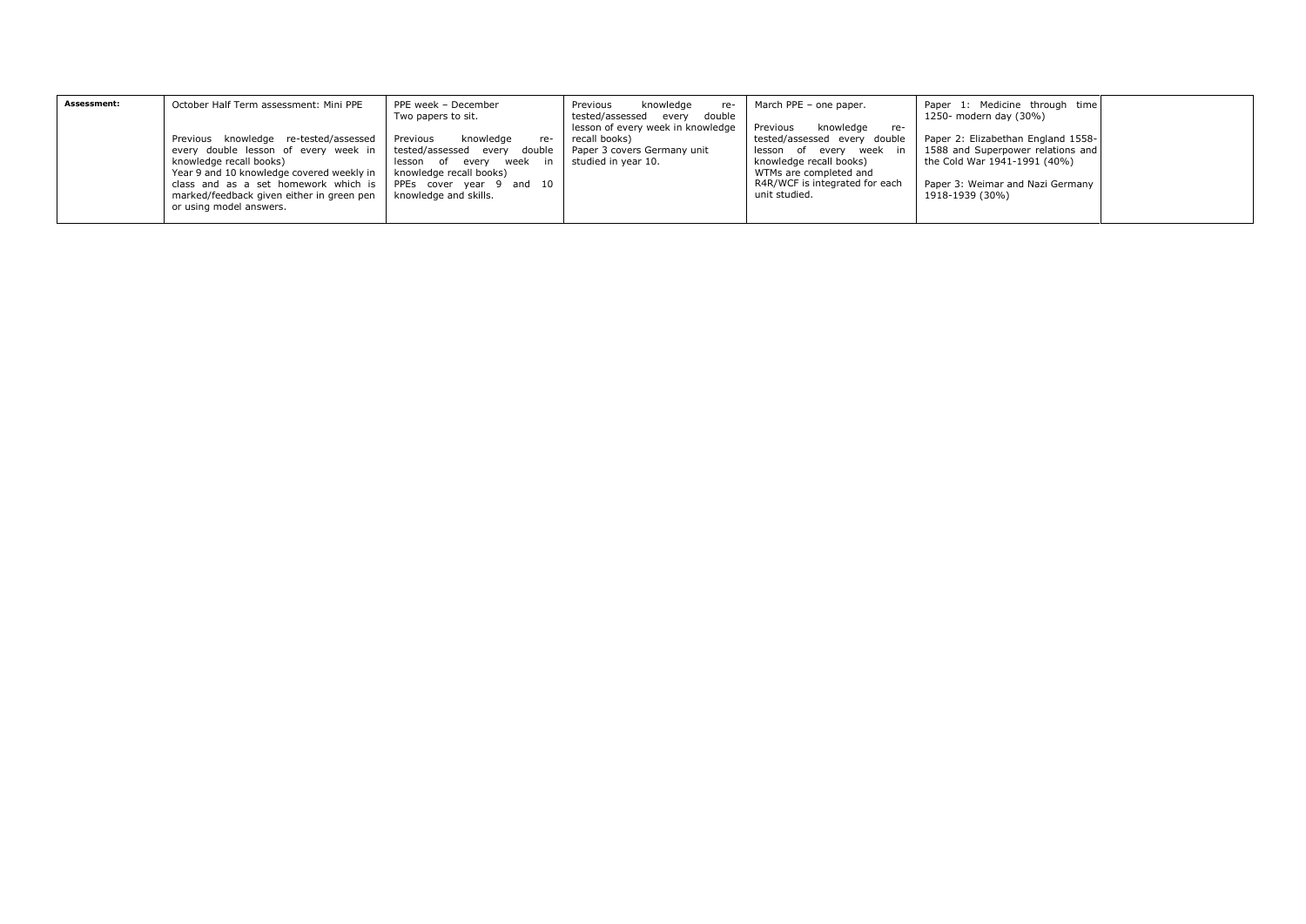| | | | | | | |
|---|---|---|---|---|---|---|
| **Assessment:** | October Half Term assessment: Mini PPE<br><br>Previous knowledge re-tested/assessed every double lesson of every week in knowledge recall books)<br>Year 9 and 10 knowledge covered weekly in class and as a set homework which is marked/feedback given either in green pen or using model answers. | PPE week – December<br>Two papers to sit.<br><br>Previous knowledge re-tested/assessed every double lesson of every week in knowledge recall books)<br>PPEs cover year 9 and 10 knowledge and skills. | Previous knowledge re-tested/assessed every double lesson of every week in knowledge recall books)<br>Paper 3 covers Germany unit studied in year 10. | March PPE – one paper.<br><br>Previous knowledge re-tested/assessed every double lesson of every week in knowledge recall books)<br>WTMs are completed and R4R/WCF is integrated for each unit studied. | Paper 1: Medicine through time 1250- modern day (30%)<br><br>Paper 2: Elizabethan England 1558-1588 and Superpower relations and the Cold War 1941-1991 (40%)<br><br>Paper 3: Weimar and Nazi Germany 1918-1939 (30%) | |